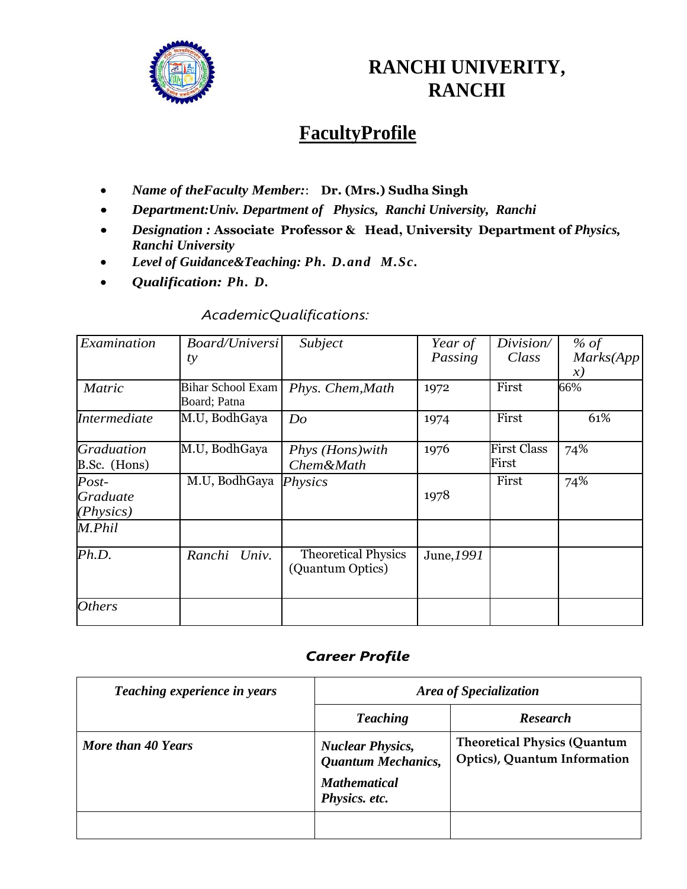# RANCHI UNIVERITY, RANCHI

## FacultyProfile

- ***Name of theFaculty Member:***: **Dr. (Mrs.) Sudha Singh**
- ***Department:Univ. Department of Physics, Ranchi University, Ranchi***
- ***Designation :*** **Associate Professor & Head, University Department of *Physics, Ranchi University***
- ***Level of Guidance&Teaching: Ph. D.and M.Sc.***
- ***Qualification: Ph. D.***

*AcademicQualifications:*

| *Examination* | *Board/University* | *Subject* | *Year of Passing* | *Division/ Class* | *% of Marks(Appx)* |
|---|---|---|---|---|---|
| *Matric* | Bihar School Exam Board; Patna | *Phys. Chem,Math* | 1972 | First | 66% |
| *Intermediate* | M.U, BodhGaya | *Do* | 1974 | First | 61% |
| *Graduation* B.Sc. (Hons) | M.U, BodhGaya | *Phys (Hons)with Chem&Math* | 1976 | First Class First | 74% |
| *Post-Graduate (Physics)* | M.U, BodhGaya | *Physics* | 1978 | First | 74% |
| *M.Phil* | | | | | |
| *Ph.D.* | *Ranchi Univ.* | Theoretical Physics (Quantum Optics) | June,*1991* | | |
| *Others* | | | | | |

### *Career Profile*

| *Teaching experience in years* | *Area of Specialization* | |
|---|---|---|
| | ***Teaching*** | ***Research*** |
| ***More than 40 Years*** | ***Nuclear Physics, Quantum Mechanics, Mathematical Physics. etc.*** | **Theoretical Physics (Quantum Optics), Quantum Information** |
| | | |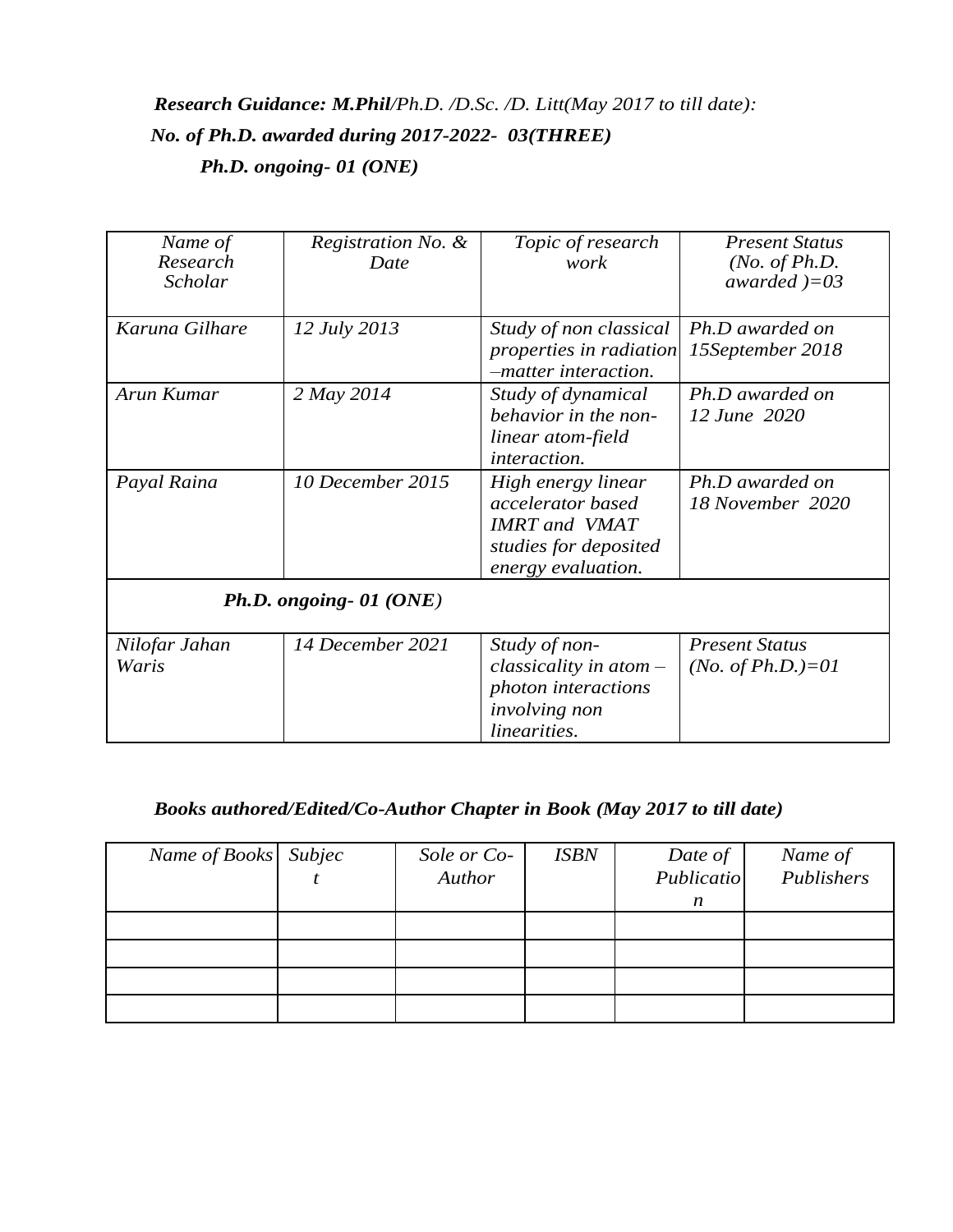***Research Guidance: M.Phil**/Ph.D. /D.Sc. /D. Litt(May 2017 to till date):*

***No. of Ph.D. awarded during 2017-2022- 03(THREE)***

***Ph.D. ongoing- 01 (ONE)***

| *Name of Research Scholar* | *Registration No. & Date* | *Topic of research work* | *Present Status (No. of Ph.D. awarded )=03* |
|---|---|---|---|
| *Karuna Gilhare* | *12 July 2013* | *Study of non classical properties in radiation –matter interaction.* | *Ph.D awarded on 15September 2018* |
| *Arun Kumar* | *2 May 2014* | *Study of dynamical behavior in the non-linear atom-field interaction.* | *Ph.D awarded on 12 June 2020* |
| *Payal Raina* | *10 December 2015* | *High energy linear accelerator based IMRT and VMAT studies for deposited energy evaluation.* | *Ph.D awarded on 18 November 2020* |
| ***Ph.D. ongoing- 01 (ONE)*** | | | |
| *Nilofar Jahan Waris* | *14 December 2021* | *Study of non-classicality in atom –photon interactions involving non linearities.* | *Present Status (No. of Ph.D.)=01* |

***Books authored/Edited/Co-Author Chapter in Book (May 2017 to till date)***

| *Name of Books* | *Subject* | *Sole or Co-Author* | *ISBN* | *Date of Publication* | *Name of Publishers* |
|---|---|---|---|---|---|
| | | | | | |
| | | | | | |
| | | | | | |
| | | | | | |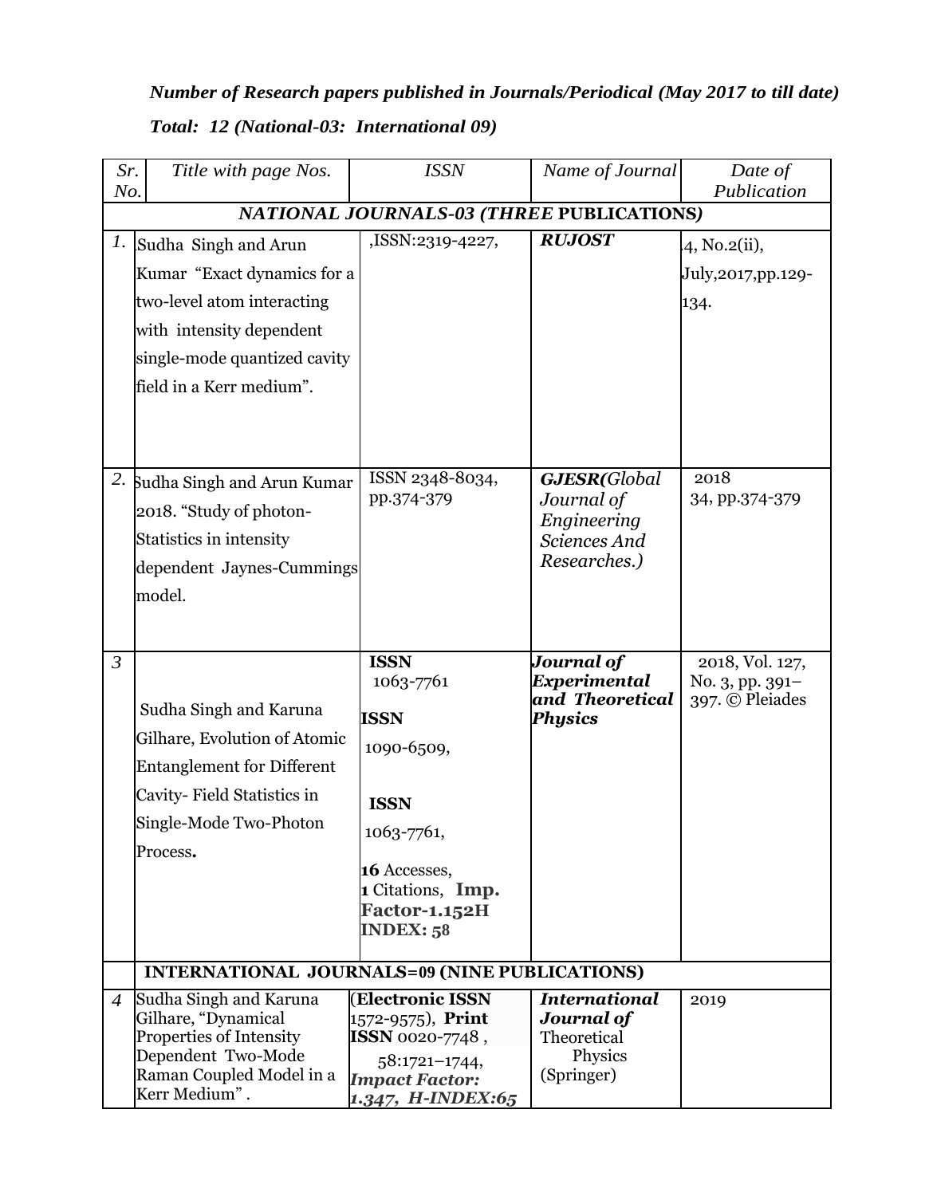***Number of Research papers published in Journals/Periodical (May 2017 to till date)***

***Total: 12 (National-03: International 09)***

| *Sr. No.* | *Title with page Nos.* | *ISSN* | *Name of Journal* | *Date of Publication* |
|---|---|---|---|---|
| ***NATIONAL JOURNALS-03 (THREE* PUBLICATIONS*)*** | | | | |
| *1.* | Sudha Singh and Arun Kumar "Exact dynamics for a two-level atom interacting with intensity dependent single-mode quantized cavity field in a Kerr medium". | ,ISSN:2319-4227, | ***RUJOST*** | 4, No.2(ii), July,2017,pp.129-134. |
| *2.* | Sudha Singh and Arun Kumar 2018. "Study of photon-Statistics in intensity dependent Jaynes-Cummings model. | ISSN 2348-8034, pp.374-379 | ***GJESR(****Global Journal of Engineering Sciences And Researches.)* | 2018 34, pp.374-379 |
| *3* | Sudha Singh and Karuna Gilhare, Evolution of Atomic Entanglement for Different Cavity- Field Statistics in Single-Mode Two-Photon Process**.** | **ISSN** 1063-7761 **ISSN** 1090-6509, **ISSN** 1063-7761, **16** Accesses, **1** Citations, **Imp. Factor-1.152H INDEX: 58** | ***Journal of Experimental and Theoretical Physics*** | 2018, Vol. 127, No. 3, pp. 391–397. © Pleiades |
| | **INTERNATIONAL JOURNALS=09 (NINE PUBLICATIONS)** | | | |
| *4* | Sudha Singh and Karuna Gilhare, "Dynamical Properties of Intensity Dependent Two-Mode Raman Coupled Model in a Kerr Medium" . | (**Electronic ISSN** 1572-9575), **Print ISSN** 0020-7748 , 58:1721–1744, ***Impact Factor: 1.347, H-INDEX:65*** | ***International Journal of*** Theoretical Physics (Springer) | 2019 |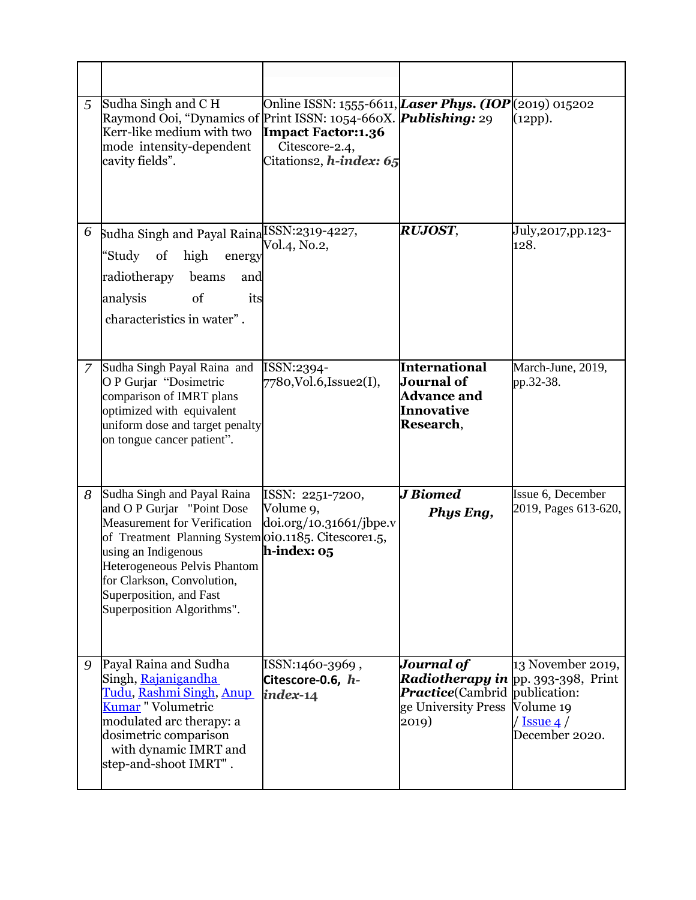| | | | | |
|---|---|---|---|---|
| 5 | Sudha Singh and C H Raymond Ooi, "Dynamics of Kerr-like medium with two mode intensity-dependent cavity fields". | Online ISSN: 1555-6611, Print ISSN: 1054-660X. **Impact Factor:1.36** Citescore-2.4, Citations2, ***h-index: 65*** | ***Laser Phys. (IOP Publishing:*** 29 | (2019) 015202 (12pp). |
| 6 | Sudha Singh and Payal Raina "Study of high energy radiotherapy beams and analysis of its characteristics in water". | ISSN:2319-4227, Vol.4, No.2, | ***RUJOST***, | July,2017,pp.123-128. |
| 7 | Sudha Singh Payal Raina and O P Gurjar "Dosimetric comparison of IMRT plans optimized with equivalent uniform dose and target penalty on tongue cancer patient". | ISSN:2394-7780,Vol.6,Issue2(I), | **International Journal of Advance and Innovative Research**, | March-June, 2019, pp.32-38. |
| 8 | Sudha Singh and Payal Raina and O P Gurjar "Point Dose Measurement for Verification of Treatment Planning System using an Indigenous Heterogeneous Pelvis Phantom for Clarkson, Convolution, Superposition, and Fast Superposition Algorithms". | ISSN: 2251-7200, Volume 9, doi.org/10.31661/jbpe.voi0.1185. Citescore1.5, **h-index: 05** | ***J Biomed Phys Eng,*** | Issue 6, December 2019, Pages 613-620, |
| 9 | Payal Raina and Sudha Singh, Rajanigandha Tudu, Rashmi Singh, Anup Kumar " Volumetric modulated arc therapy: a dosimetric comparison with dynamic IMRT and step-and-shoot IMRT" . | ISSN:1460-3969 , **Citescore-0.6, *h-index*-14** | ***Journal of Radiotherapy in Practice***(Cambridge University Press 2019) | 13 November 2019, pp. 393-398, Print publication: Volume 19 / Issue 4 / December 2020. |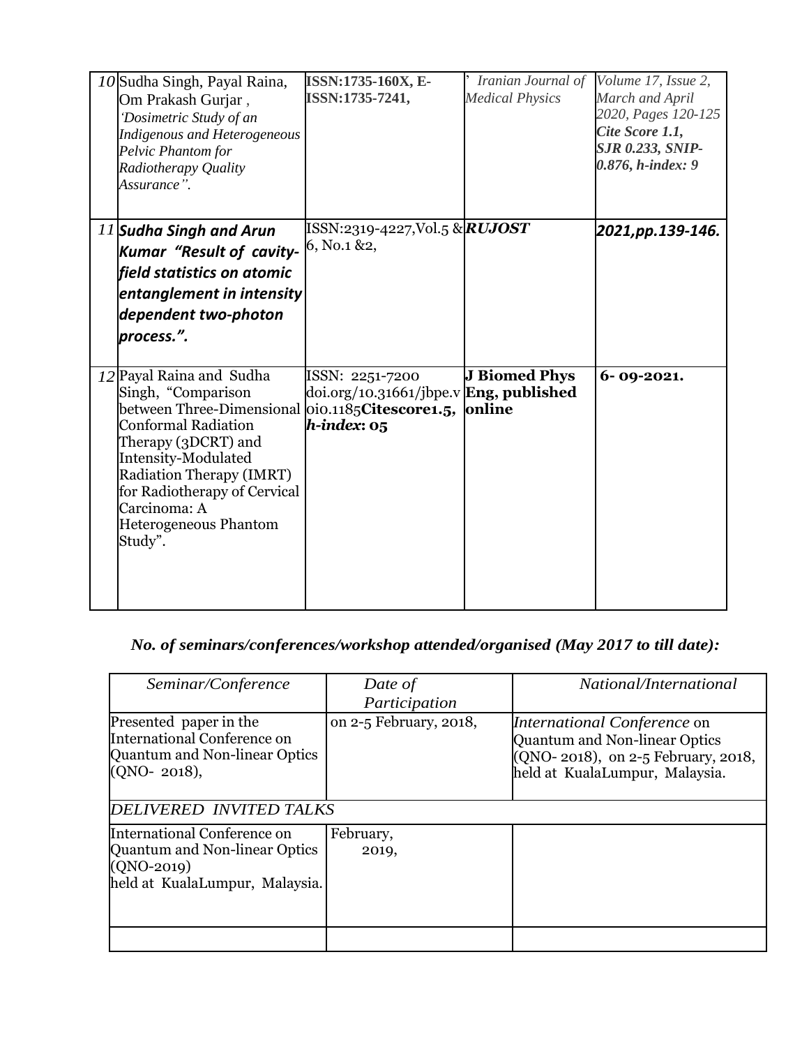| 10 | Sudha Singh, Payal Raina, Om Prakash Gurjar , *'Dosimetric Study of an Indigenous and Heterogeneous Pelvic Phantom for Radiotherapy Quality Assurance".* | **ISSN:1735-160X, E-ISSN:1735-7241,** | *' Iranian Journal of Medical Physics* | *Volume 17, Issue 2, March and April 2020, Pages 120-125* ***Cite Score 1.1, SJR 0.233, SNIP-0.876, h-index: 9*** |
|---|---|---|---|---|
| 11 | ***Sudha Singh and Arun Kumar "Result of cavity-field statistics on atomic entanglement in intensity dependent two-photon process.".*** | ISSN:2319-4227,Vol.5 & 6, No.1 &2, | ***RUJOST*** | ***2021,pp.139-146.*** |
| 12 | Payal Raina and Sudha Singh, "Comparison between Three-Dimensional Conformal Radiation Therapy (3DCRT) and Intensity-Modulated Radiation Therapy (IMRT) for Radiotherapy of Cervical Carcinoma: A Heterogeneous Phantom Study". | ISSN: 2251-7200 doi.org/10.31661/jbpe.v0i0.1185**Citescore1.5,** ***h-index*: 05** | **J Biomed Phys Eng, published online** | **6- 09-2021.** |

### *No. of seminars/conferences/workshop attended/organised (May 2017 to till date):*

| *Seminar/Conference* | *Date of Participation* | *National/International* |
|---|---|---|
| Presented paper in the International Conference on Quantum and Non-linear Optics (QNO- 2018), | on 2-5 February, 2018, | *International Conference* on Quantum and Non-linear Optics (QNO- 2018), on 2-5 February, 2018, held at KualaLumpur, Malaysia. |
| *DELIVERED INVITED TALKS* | | |
| International Conference on Quantum and Non-linear Optics (QNO-2019) held at KualaLumpur, Malaysia. | February, 2019, | |
| | | |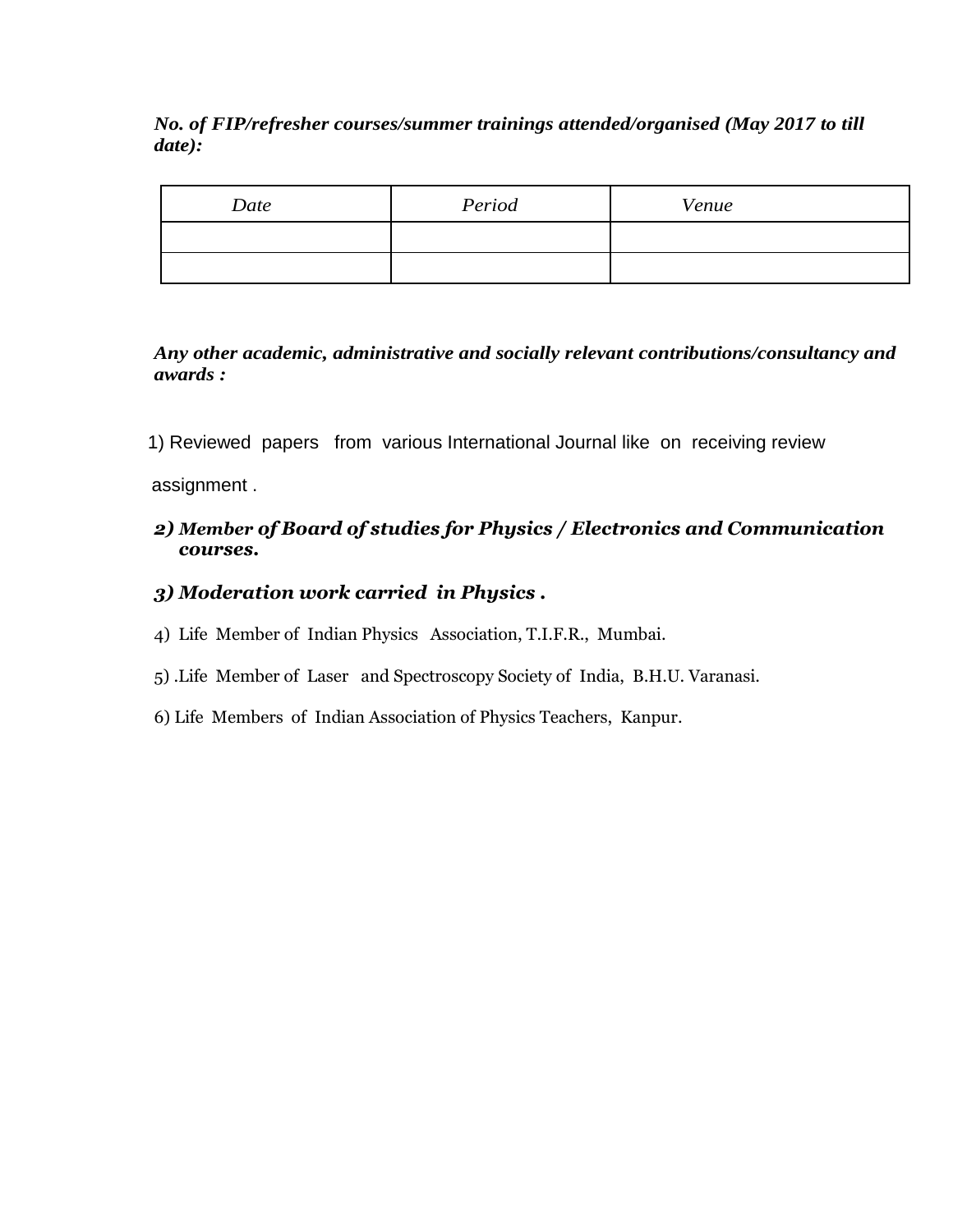***No. of FIP/refresher courses/summer trainings attended/organised (May 2017 to till date):***

| *Date* | *Period* | *Venue* |
|---|---|---|
| | | |
| | | |

***Any other academic, administrative and socially relevant contributions/consultancy and awards :***

1) Reviewed papers from various International Journal like on receiving review assignment .

***2) Member of Board of studies for Physics / Electronics and Communication courses.***

***3) Moderation work carried in Physics .***

4) Life Member of Indian Physics Association, T.I.F.R., Mumbai.

5) .Life Member of Laser and Spectroscopy Society of India, B.H.U. Varanasi.

6) Life Members of Indian Association of Physics Teachers, Kanpur.